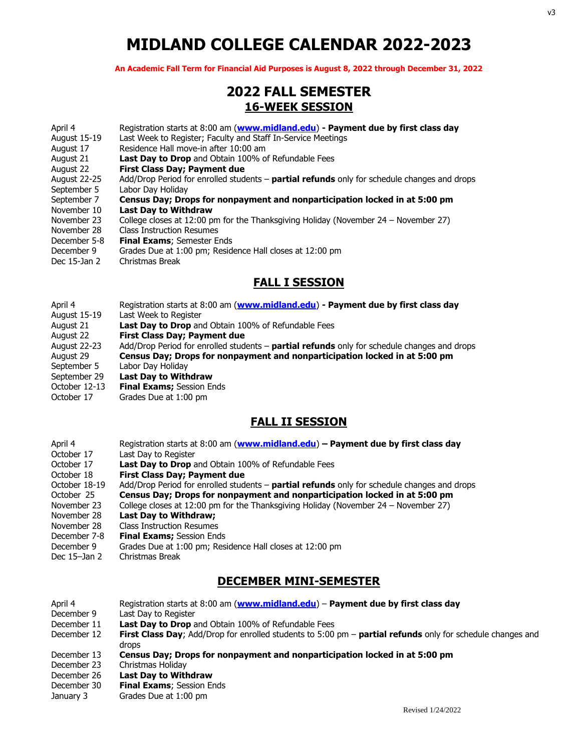# MIDLAND COLLEGE CALENDAR 2022-2023

**An Academic Fall Term for Financial Aid Purposes is August 8, 2022 through December 31, 2022**

## 2022 FALL SEMESTER

### 16-WEEK SESSION

| | |
|---|---|
| April 4 | Registration starts at 8:00 am (**www.midland.edu**) **- Payment due by first class day** |
| August 15-19 | Last Week to Register; Faculty and Staff In-Service Meetings |
| August 17 | Residence Hall move-in after 10:00 am |
| August 21 | **Last Day to Drop** and Obtain 100% of Refundable Fees |
| August 22 | **First Class Day; Payment due** |
| August 22-25 | Add/Drop Period for enrolled students – **partial refunds** only for schedule changes and drops |
| September 5 | Labor Day Holiday |
| September 7 | **Census Day; Drops for nonpayment and nonparticipation locked in at 5:00 pm** |
| November 10 | **Last Day to Withdraw** |
| November 23 | College closes at 12:00 pm for the Thanksgiving Holiday (November 24 – November 27) |
| November 28 | Class Instruction Resumes |
| December 5-8 | **Final Exams**; Semester Ends |
| December 9 | Grades Due at 1:00 pm; Residence Hall closes at 12:00 pm |
| Dec 15-Jan 2 | Christmas Break |

### FALL I SESSION

| | |
|---|---|
| April 4 | Registration starts at 8:00 am (**www.midland.edu**) **- Payment due by first class day** |
| August 15-19 | Last Week to Register |
| August 21 | **Last Day to Drop** and Obtain 100% of Refundable Fees |
| August 22 | **First Class Day; Payment due** |
| August 22-23 | Add/Drop Period for enrolled students – **partial refunds** only for schedule changes and drops |
| August 29 | **Census Day; Drops for nonpayment and nonparticipation locked in at 5:00 pm** |
| September 5 | Labor Day Holiday |
| September 29 | **Last Day to Withdraw** |
| October 12-13 | **Final Exams;** Session Ends |
| October 17 | Grades Due at 1:00 pm |

### FALL II SESSION

| | |
|---|---|
| April 4 | Registration starts at 8:00 am (**www.midland.edu**) **– Payment due by first class day** |
| October 17 | Last Day to Register |
| October 17 | **Last Day to Drop** and Obtain 100% of Refundable Fees |
| October 18 | **First Class Day; Payment due** |
| October 18-19 | Add/Drop Period for enrolled students – **partial refunds** only for schedule changes and drops |
| October 25 | **Census Day; Drops for nonpayment and nonparticipation locked in at 5:00 pm** |
| November 23 | College closes at 12:00 pm for the Thanksgiving Holiday (November 24 – November 27) |
| November 28 | **Last Day to Withdraw;** |
| November 28 | Class Instruction Resumes |
| December 7-8 | **Final Exams;** Session Ends |
| December 9 | Grades Due at 1:00 pm; Residence Hall closes at 12:00 pm |
| Dec 15–Jan 2 | Christmas Break |

### DECEMBER MINI-SEMESTER

| | |
|---|---|
| April 4 | Registration starts at 8:00 am (**www.midland.edu**) – **Payment due by first class day** |
| December 9 | Last Day to Register |
| December 11 | **Last Day to Drop** and Obtain 100% of Refundable Fees |
| December 12 | **First Class Day**; Add/Drop for enrolled students to 5:00 pm – **partial refunds** only for schedule changes and drops |
| December 13 | **Census Day; Drops for nonpayment and nonparticipation locked in at 5:00 pm** |
| December 23 | Christmas Holiday |
| December 26 | **Last Day to Withdraw** |
| December 30 | **Final Exams**; Session Ends |
| January 3 | Grades Due at 1:00 pm |

Revised 1/24/2022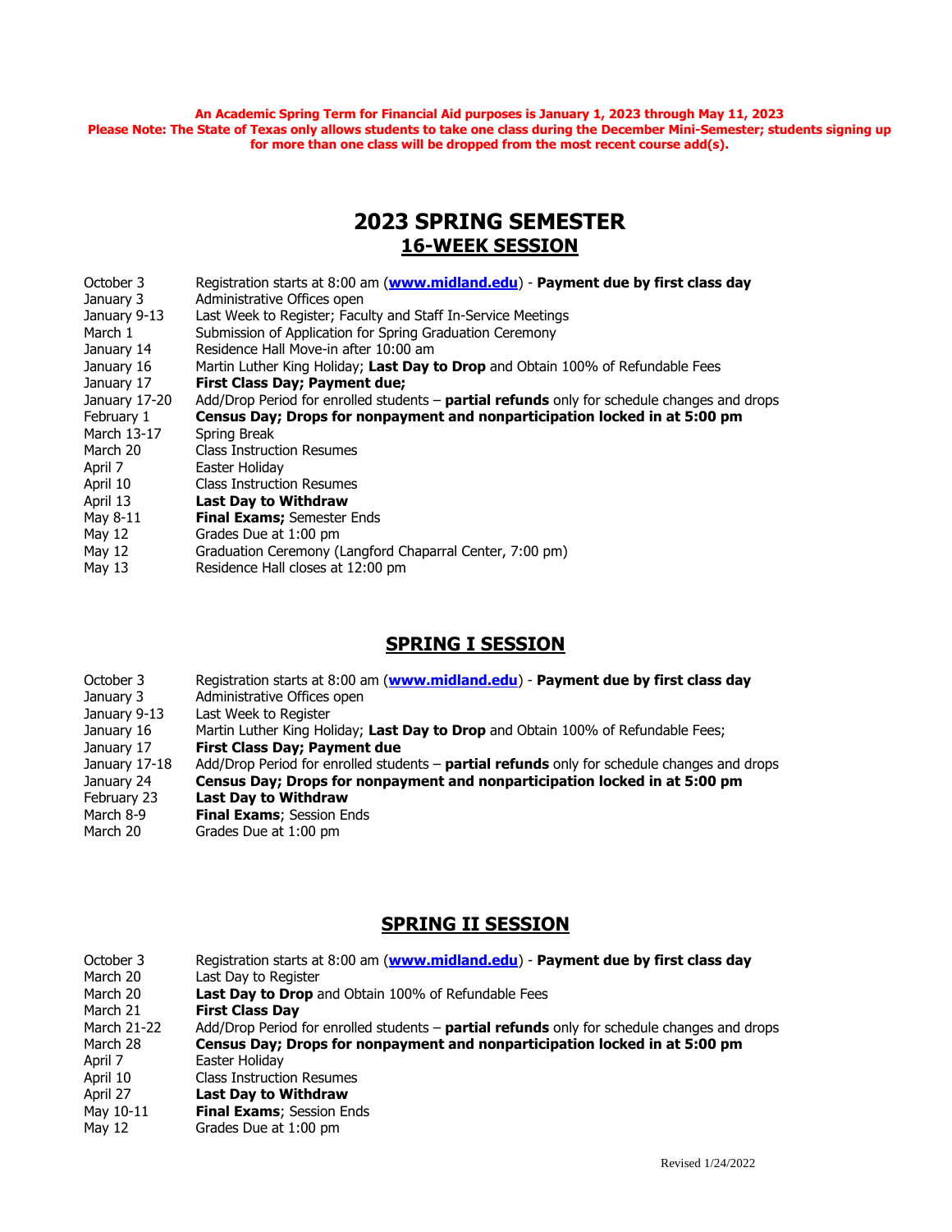**An Academic Spring Term for Financial Aid purposes is January 1, 2023 through May 11, 2023**
**Please Note: The State of Texas only allows students to take one class during the December Mini-Semester; students signing up for more than one class will be dropped from the most recent course add(s).**

# 2023 SPRING SEMESTER

## 16-WEEK SESSION

| | |
|---|---|
| October 3 | Registration starts at 8:00 am (**www.midland.edu**) - **Payment due by first class day** |
| January 3 | Administrative Offices open |
| January 9-13 | Last Week to Register; Faculty and Staff In-Service Meetings |
| March 1 | Submission of Application for Spring Graduation Ceremony |
| January 14 | Residence Hall Move-in after 10:00 am |
| January 16 | Martin Luther King Holiday; **Last Day to Drop** and Obtain 100% of Refundable Fees |
| January 17 | **First Class Day; Payment due;** |
| January 17-20 | Add/Drop Period for enrolled students – **partial refunds** only for schedule changes and drops |
| February 1 | **Census Day; Drops for nonpayment and nonparticipation locked in at 5:00 pm** |
| March 13-17 | Spring Break |
| March 20 | Class Instruction Resumes |
| April 7 | Easter Holiday |
| April 10 | Class Instruction Resumes |
| April 13 | **Last Day to Withdraw** |
| May 8-11 | **Final Exams;** Semester Ends |
| May 12 | Grades Due at 1:00 pm |
| May 12 | Graduation Ceremony (Langford Chaparral Center, 7:00 pm) |
| May 13 | Residence Hall closes at 12:00 pm |

## SPRING I SESSION

| | |
|---|---|
| October 3 | Registration starts at 8:00 am (**www.midland.edu**) - **Payment due by first class day** |
| January 3 | Administrative Offices open |
| January 9-13 | Last Week to Register |
| January 16 | Martin Luther King Holiday; **Last Day to Drop** and Obtain 100% of Refundable Fees; |
| January 17 | **First Class Day; Payment due** |
| January 17-18 | Add/Drop Period for enrolled students – **partial refunds** only for schedule changes and drops |
| January 24 | **Census Day; Drops for nonpayment and nonparticipation locked in at 5:00 pm** |
| February 23 | **Last Day to Withdraw** |
| March 8-9 | **Final Exams**; Session Ends |
| March 20 | Grades Due at 1:00 pm |

## SPRING II SESSION

| | |
|---|---|
| October 3 | Registration starts at 8:00 am (**www.midland.edu**) - **Payment due by first class day** |
| March 20 | Last Day to Register |
| March 20 | **Last Day to Drop** and Obtain 100% of Refundable Fees |
| March 21 | **First Class Day** |
| March 21-22 | Add/Drop Period for enrolled students – **partial refunds** only for schedule changes and drops |
| March 28 | **Census Day; Drops for nonpayment and nonparticipation locked in at 5:00 pm** |
| April 7 | Easter Holiday |
| April 10 | Class Instruction Resumes |
| April 27 | **Last Day to Withdraw** |
| May 10-11 | **Final Exams**; Session Ends |
| May 12 | Grades Due at 1:00 pm |

Revised 1/24/2022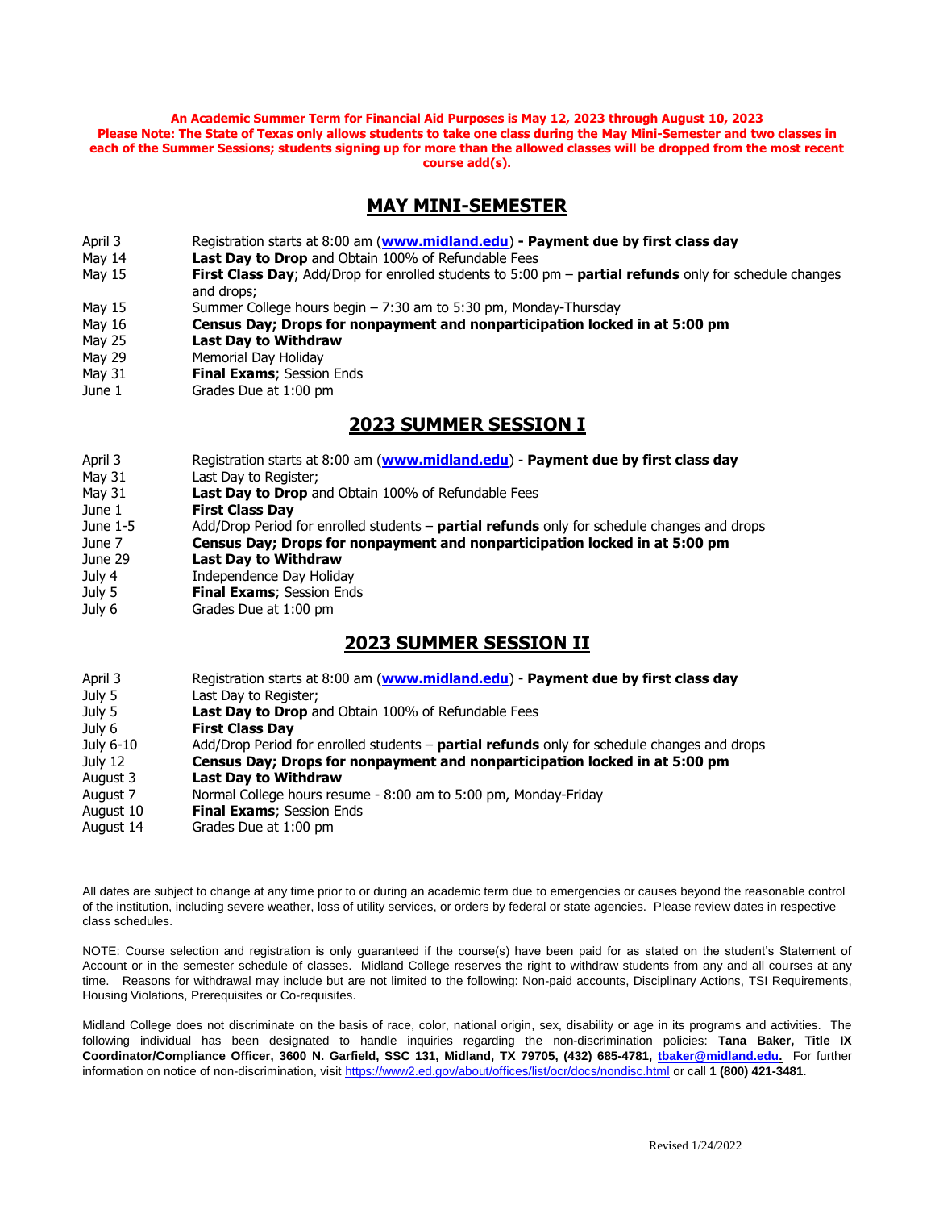**An Academic Summer Term for Financial Aid Purposes is May 12, 2023 through August 10, 2023**
**Please Note: The State of Texas only allows students to take one class during the May Mini-Semester and two classes in each of the Summer Sessions; students signing up for more than the allowed classes will be dropped from the most recent course add(s).**

## MAY MINI-SEMESTER

| | |
|---|---|
| April 3 | Registration starts at 8:00 am (**www.midland.edu**) **- Payment due by first class day** |
| May 14 | **Last Day to Drop** and Obtain 100% of Refundable Fees |
| May 15 | **First Class Day**; Add/Drop for enrolled students to 5:00 pm – **partial refunds** only for schedule changes and drops; |
| May 15 | Summer College hours begin – 7:30 am to 5:30 pm, Monday-Thursday |
| May 16 | **Census Day; Drops for nonpayment and nonparticipation locked in at 5:00 pm** |
| May 25 | **Last Day to Withdraw** |
| May 29 | Memorial Day Holiday |
| May 31 | **Final Exams**; Session Ends |
| June 1 | Grades Due at 1:00 pm |

## 2023 SUMMER SESSION I

| | |
|---|---|
| April 3 | Registration starts at 8:00 am (**www.midland.edu**) - **Payment due by first class day** |
| May 31 | Last Day to Register; |
| May 31 | **Last Day to Drop** and Obtain 100% of Refundable Fees |
| June 1 | **First Class Day** |
| June 1-5 | Add/Drop Period for enrolled students – **partial refunds** only for schedule changes and drops |
| June 7 | **Census Day; Drops for nonpayment and nonparticipation locked in at 5:00 pm** |
| June 29 | **Last Day to Withdraw** |
| July 4 | Independence Day Holiday |
| July 5 | **Final Exams**; Session Ends |
| July 6 | Grades Due at 1:00 pm |

## 2023 SUMMER SESSION II

| | |
|---|---|
| April 3 | Registration starts at 8:00 am (**www.midland.edu**) - **Payment due by first class day** |
| July 5 | Last Day to Register; |
| July 5 | **Last Day to Drop** and Obtain 100% of Refundable Fees |
| July 6 | **First Class Day** |
| July 6-10 | Add/Drop Period for enrolled students – **partial refunds** only for schedule changes and drops |
| July 12 | **Census Day; Drops for nonpayment and nonparticipation locked in at 5:00 pm** |
| August 3 | **Last Day to Withdraw** |
| August 7 | Normal College hours resume - 8:00 am to 5:00 pm, Monday-Friday |
| August 10 | **Final Exams**; Session Ends |
| August 14 | Grades Due at 1:00 pm |

All dates are subject to change at any time prior to or during an academic term due to emergencies or causes beyond the reasonable control of the institution, including severe weather, loss of utility services, or orders by federal or state agencies. Please review dates in respective class schedules.

NOTE: Course selection and registration is only guaranteed if the course(s) have been paid for as stated on the student's Statement of Account or in the semester schedule of classes. Midland College reserves the right to withdraw students from any and all courses at any time. Reasons for withdrawal may include but are not limited to the following: Non-paid accounts, Disciplinary Actions, TSI Requirements, Housing Violations, Prerequisites or Co-requisites.

Midland College does not discriminate on the basis of race, color, national origin, sex, disability or age in its programs and activities. The following individual has been designated to handle inquiries regarding the non-discrimination policies: **Tana Baker, Title IX Coordinator/Compliance Officer, 3600 N. Garfield, SSC 131, Midland, TX 79705, (432) 685-4781, tbaker@midland.edu.** For further information on notice of non-discrimination, visit https://www2.ed.gov/about/offices/list/ocr/docs/nondisc.html or call **1 (800) 421-3481**.

Revised 1/24/2022